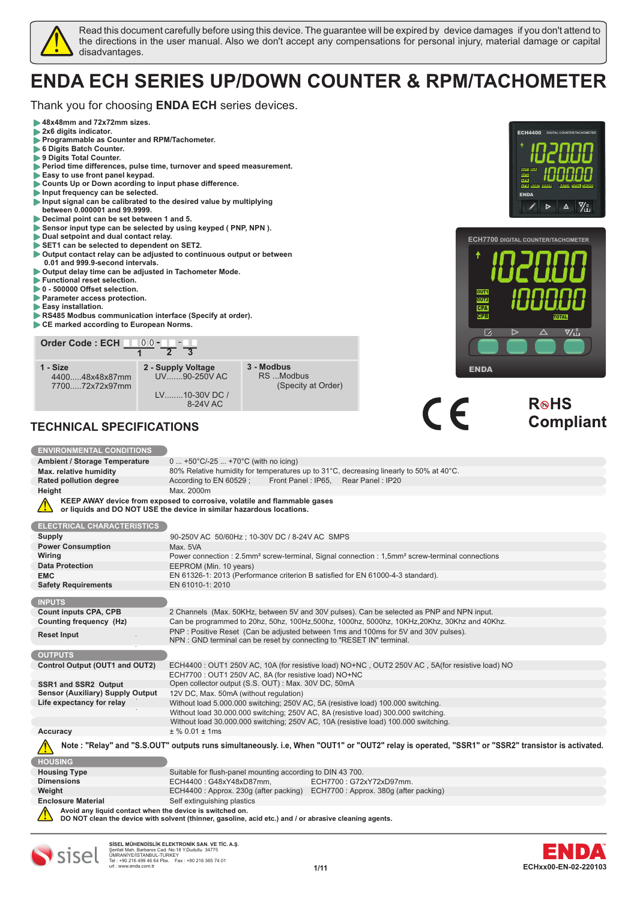Read this document carefully before using this device. The guarantee will be expired by device damages if you don't attend to the directions in the user manual. Also we don't accept any compensations for personal injury, material damage or capital disadvantages.

# ENDA ECH SERIES UP/DOWN COUNTER & RPM/TACHOMETER

Thank you for choosing **ENDA ECH** series devices.

- **48x48mm and 72x72mm sizes.**
- **2x6 digits indicator.**
- **Programmable as Counter and RPM/Tachometer.**
- **6 Digits Batch Counter.**
- **9 Digits Total Counter.**
- **Period time differences, pulse time, turnover and speed measurement.**
- **Easy to use front panel keypad.**
- **Counts Up or Down according to input phase difference.**
- **Input frequency can be selected.**
- **Input signal can be calibrated to the desired value by multiplying between 0.000001 and 99.9999.**
- **Decimal point can be set between 1 and 5.**
- **Sensor input type can be selected by using keyped ( PNP, NPN ).**
- **Dual setpoint and dual contact relay.**
- **SET1 can be selected to dependent on SET2.**
- **Output contact relay can be adjusted to continuous output or between 0.01 and 999.9-second intervals.**
- **Output delay time can be adjusted in Tachometer Mode.**
- **Functional reset selection.**
- **0 - 500000 Offset selection.**
- **Parameter access protection.**
- **Easy installation.**
- **RS485 Modbus communication interface (Specify at order).**
- **CE marked according to European Norms.**

**Order Code : ECH** ▢▢ 0 0 - ▢▢ - ▢ (1, 2, 3)

| 1 - Size | 2 - Supply Voltage | 3 - Modbus |
|---|---|---|
| 4400.....48x48x87mm<br>7700.....72x72x97mm | UV.......90-250V AC<br><br>LV........10-30V DC / 8-24V AC | RS ...Modbus (Specity at Order) |

RoHS Compliant

## TECHNICAL SPECIFICATIONS

| ENVIRONMENTAL CONDITIONS | |
|---|---|
| **Ambient / Storage Temperature** | 0 ... +50°C/-25 ... +70°C (with no icing) |
| **Max. relative humidity** | 80% Relative humidity for temperatures up to 31°C, decreasing linearly to 50% at 40°C. |
| **Rated pollution degree** | According to EN 60529 ; Front Panel : IP65, Rear Panel : IP20 |
| **Height** | Max. 2000m |

**KEEP AWAY device from exposed to corrosive, volatile and flammable gases or liquids and DO NOT USE the device in similar hazardous locations.**

| ELECTRICAL CHARACTERISTICS | |
|---|---|
| **Supply** | 90-250V AC 50/60Hz ; 10-30V DC / 8-24V AC SMPS |
| **Power Consumption** | Max. 5VA |
| **Wiring** | Power connection : 2.5mm² screw-terminal, Signal connection : 1,5mm² screw-terminal connections |
| **Data Protection** | EEPROM (Min. 10 years) |
| **EMC** | EN 61326-1: 2013 (Performance criterion B satisfied for EN 61000-4-3 standard). |
| **Safety Requirements** | EN 61010-1: 2010 |

| INPUTS | |
|---|---|
| **Count inputs CPA, CPB** | 2 Channels (Max. 50KHz, between 5V and 30V pulses). Can be selected as PNP and NPN input. |
| **Counting frequency (Hz)** | Can be programmed to 20hz, 50hz, 100Hz,500hz, 1000hz, 5000hz, 10KHz,20Khz, 30Khz and 40Khz. |
| **Reset Input** | PNP : Positive Reset (Can be adjusted between 1ms and 100ms for 5V and 30V pulses).<br>NPN : GND terminal can be reset by connecting to "RESET IN" terminal. |

| OUTPUTS | |
|---|---|
| **Control Output (OUT1 and OUT2)** | ECH4400 : OUT1 250V AC, 10A (for resistive load) NO+NC , OUT2 250V AC , 5A(for resistive load) NO<br>ECH7700 : OUT1 250V AC, 8A (for resistive load) NO+NC |
| **SSR1 and SSR2 Output** | Open collector output (S.S. OUT) : Max. 30V DC, 50mA |
| **Sensor (Auxiliary) Supply Output** | 12V DC, Max. 50mA (without regulation) |
| **Life expectancy for relay** | Without load 5.000.000 switching; 250V AC, 5A (resistive load) 100.000 switching.<br>Without load 30.000.000 switching; 250V AC, 8A (resistive load) 300.000 switching.<br>Without load 30.000.000 switching; 250V AC, 10A (resistive load) 100.000 switching. |
| **Accuracy** | ± % 0.01 ± 1ms |

**Note : "Relay" and "S.S.OUT" outputs runs simultaneously. i.e, When "OUT1" or "OUT2" relay is operated, "SSR1" or "SSR2" transistor is activated.**

| HOUSING | |
|---|---|
| **Housing Type** | Suitable for flush-panel mounting according to DIN 43 700. |
| **Dimensions** | ECH4400 : G48xY48xD87mm, ECH7700 : G72xY72xD97mm. |
| **Weight** | ECH4400 : Approx. 230g (after packing) ECH7700 : Approx. 380g (after packing) |
| **Enclosure Material** | Self extinguishing plastics |

**Avoid any liquid contact when the device is switched on.**
**DO NOT clean the device with solvent (thinner, gasoline, acid etc.) and / or abrasive cleaning agents.**

**SİSEL MÜHENDİSLİK ELEKTRONİK SAN. VE TİC. A.Ş.**
Şerifali Mah. Barbaros Cad. No:18 Y.Dudullu 34775
ÜMRANİYE/İSTANBUL-TURKEY
Tel : +90 216 499 46 64 Pbx. Fax : +90 216 365 74 01
url : www.enda.com.tr

ECHxx00-EN-02-220103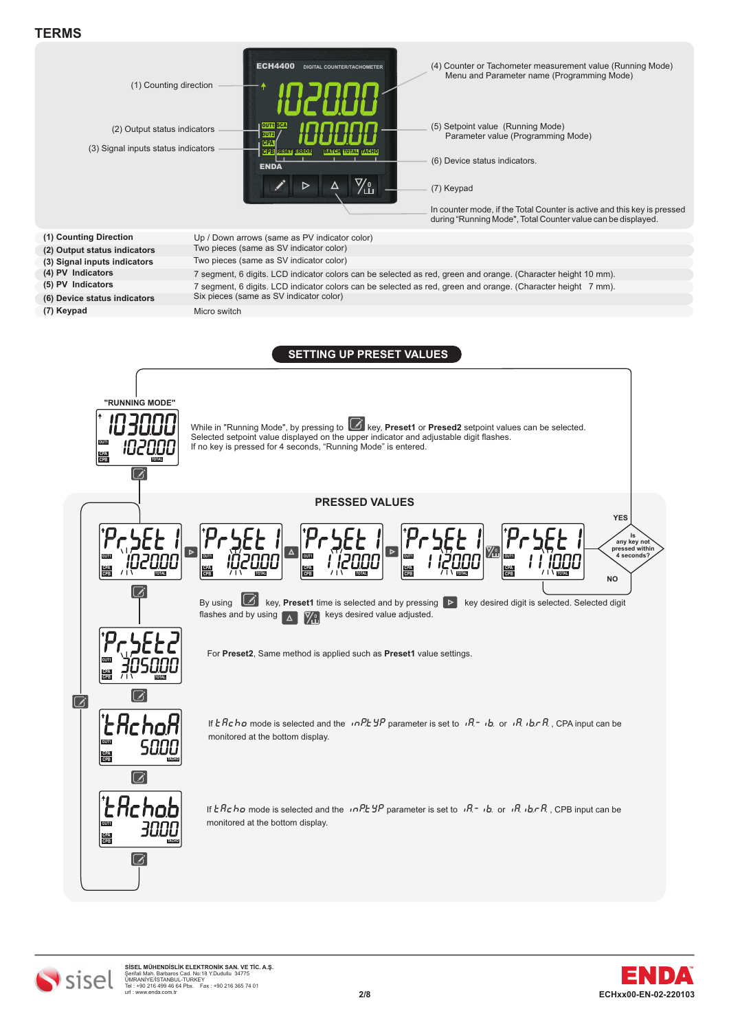## TERMS

(1) Counting direction

(2) Output status indicators

(3) Signal inputs status indicators

(4) Counter or Tachometer measurement value (Running Mode)
Menu and Parameter name (Programming Mode)

(5) Setpoint value (Running Mode)
Parameter value (Programming Mode)

(6) Device status indicators.

(7) Keypad

In counter mode, if the Total Counter is active and this key is pressed during "Running Mode", Total Counter value can be displayed.

| | |
|---|---|
| **(1) Counting Direction** | Up / Down arrows (same as PV indicator color) |
| **(2) Output status indicators** | Two pieces (same as SV indicator color) |
| **(3) Signal inputs indicators** | Two pieces (same as SV indicator color) |
| **(4) PV Indicators** | 7 segment, 6 digits. LCD indicator colors can be selected as red, green and orange. (Character height 10 mm). |
| **(5) PV Indicators** | 7 segment, 6 digits. LCD indicator colors can be selected as red, green and orange. (Character height 7 mm). |
| **(6) Device status indicators** | Six pieces (same as SV indicator color) |
| **(7) Keypad** | Micro switch |

## SETTING UP PRESET VALUES

"RUNNING MODE"

While in "Running Mode", by pressing to key, **Preset1** or **Presed2** setpoint values can be selected. Selected setpoint value displayed on the upper indicator and adjustable digit flashes. If no key is pressed for 4 seconds, "Running Mode" is entered.

### PRESSED VALUES

YES

Is any key not pressed within 4 seconds?

NO

By using key, **Preset1** time is selected and by pressing key desired digit is selected. Selected digit flashes and by using keys desired value adjusted.

For **Preset2**, Same method is applied such as **Preset1** value settings.

If tAcho mode is selected and the inPtyP parameter is set to iA- ib. or iA ibrA , CPA input can be monitored at the bottom display.

If tAcho mode is selected and the inPtyP parameter is set to iA- ib. or iA ibrA , CPB input can be monitored at the bottom display.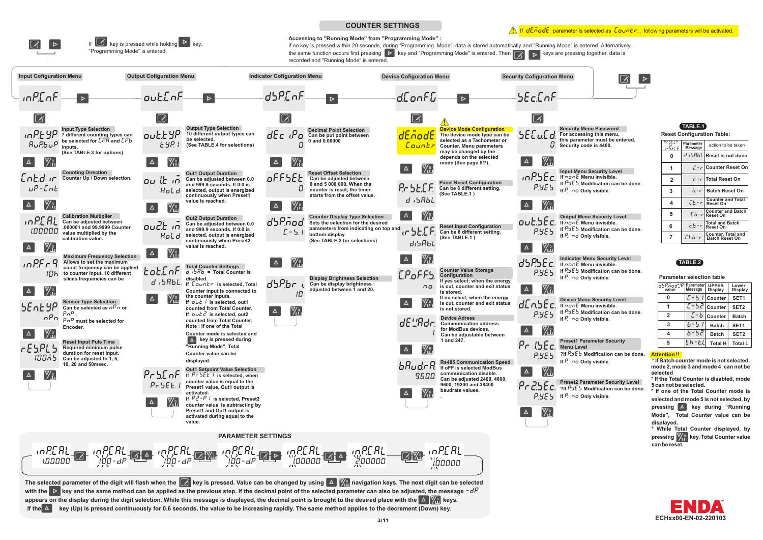# COUNTER SETTINGS

If (edit) key is pressed while holding (right arrow) key, "Programming Mode" is entered.

**Accessing to "Running Mode" from "Programming Mode" :**
if no key is pressed within 20 seconds, during "Programming Mode", data is stored automatically and "Running Mode" is entered. Alternatively, the same function occurs first pressing (right arrow) key and "Programming Mode" is entered. Then (edit) (right arrow) keys are pressing together, data is recorded and "Running Mode" is entered.

⚠ If dEnodE parameter is selected as Countr., following parameters will be activated.

## Input Cofiguration Menu (inP.CnF)

**Input Type Selection** (inP.tYP – AuPbuP)
7 different counting types can be selected for CPA and CPb inputs.
(See TABLE.3 for options)

**Counting Direction** (Cnt.d ir – uP-Cnt)
Counter Up / Down selection.

**Calibration Multiplier** (inP.CAL – 100000)
Can be adjusted between .000001 and 99.9999 Counter value multiplied by the calibration value.

**Maximum Frequency Selection** (inP.F r9 – 10h)
Allows to set the maximum count frequency can be applied to counter input. 10 different slices frequencies can be

**Sensor Type Selection** (SEnt.YP – nPn)
Can be selected as nPn or PnP.
PnP must be selected for Encoder.

**Reset Input Puls Time** (rESPLS – 100nS)
Required minimum pulse duration for reset input. Can be adjusted to 1, 5, 10, 20 and 50msec.

## Output Cofiguration Menu (out.CnF)

**Output Type Selection** (out.tYP – tYP.1)
10 different output types can be selected.
(See TABLE.4 for selections)

**Out1 Output Duration** (ou1t in – HoLd)
Can be adjusted between 0.0 and 999.9 seconds. If 0.0 is selected, output is energized continuously when Preset1 value is reached.

**Out2 Output Duration** (ou2t in – HoLd)
Can be adjusted between 0.0 and 999.9 seconds. If 0.0 is selected, output is energized continuously when Preset2 value is reached.

**Total Counter Settings** (tot.CnF – d iSAbL)
d iSAb = Total Counter is disabled.
If Countr is selected, Total counter input is connected to the counter inputs.
If out1 is selected, out1 counted from Total Counter.
If out2 is selected, out2 counted from Total Counter.
Note : If one of the Total Counter mode is selected and (up) key is pressed during "Running Mode", Total Counter value can be displayed.

**Out1 Setpoint Value Selection** (PrS.CnF – PrSEt.1)
If PrSEt 1 is selected, when counter value is equal to the Preset1 value, Out1 output is activated.
If P2-P1 is selected, Preset2 counter value is subtracting by Preset1 and Out1 output is activated during equal to the value.

## Indicator Cofiguration Menu (dSP.CnF)

**Decimal Point Selection** (dEc iPo – 0)
Can be put point between 0 and 0.00000

**Reset Offset Selection** (oFFSEt – 0)
Can be adjusted between 0 and 5 000 000. When the counter is reset, the timer starts from the offset value.

**Counter Display Type Selection** (dSP.nod – C-S.1)
Sets the selection for the desired parameters from indicating on top and bottom display.
(See TABLE.2 for selections)

**Display Brightness Selection** (dSP.br i – 10)
Can be display brightness adjusted between 1 and 20.

## Device Cofiguration Menu (d.ConFG)

⚠ **Device Mode Configuration** (dEnodE – Countr)
The device mode type can be selected as a Tachometer or Counter. Menu parameters may be changed by the depends on the selected mode (See page 5/7).

**Panel Reset Configuration** (Pr.bt.C.F. – d iSAbL)
Can be 8 different setting.
(See TABLE.1 )

**Reset Input Configuration** (ir.bt.C.F. – d iSAbL)
Can be 8 different setting.
(See TABLE.1 )

**Counter Value Storage Configuration** (C.P.oFF.S – no)
If yes select; when the energy is cut, counter and exit status is stored.
If no select; when the energy is cut, counter and exit status is not stored.

**Device Adress** (dE.Adr. – 1)
Communication address for ModBus devices.
Can be adjustable between 1 and 247.

**Rs485 Communication Speed** (bAudr.A – 9600)
If oFF is selected ModBus communication disable.
Can be adjusted 2400, 4800, 9600, 19200 and 38400 baudrate values.

## Security Cofiguration Menu (SEc.CnF)

**Security Menu Password** (SEC.u.C.d. – 0)
For accessing this menu, this parameter must be entered. Security code is 4400.

**Input Menu Security Level** (inP.SEc. – P.YES)
If nonE Menu invisible.
If P.YES Modification can be done.
If P. no Only visible.

**Output Menu Security Level** (out.SEc. – P.YES)
If nonE Menu invisible.
If P.YES Modification can be done.
If P. no Only visible.

**Indicator Menu Security Level** (dSP.SEc. – P.YES)
If nonE Menu invisible.
If P.YES Modification can be done.
If P. no Only visible.

**Device Menu Security Level** (dEn.SEc. – P.YES)
If nonE Menu invisible.
If P.YES Modification can be done.
If P. no Only visible.

**Preset1 Parameter Security Menu Level** (Pr1.SEc. – P.YES)
?If P.YES Modification can be done.
If P. no Only visible.

**Preset2 Parameter Security Level** (Pr2.SEc. – P.YES)
?If P.YES Modification can be done.
If P. no Only visible.

## TABLE.1

**Reset Configuration Table:**

| Pr.bt.C.F. or ir.bt.C.F. value | Parameter Message | action to be taken |
|---|---|---|
| 0 | d iSAbL | Reset is not done |
| 1 | C-r | Counter Reset On |
| 2 | t-r | Total Reset On |
| 3 | b-r | Batch Reset On |
| 4 | Ct-r | Counter and Total Reset On |
| 5 | Cb-r | Counter and Batch Reset On |
| 6 | tb-r | Total and Batch Reset On |
| 7 | Ctb-r | Counter, Total and Batch Reset On |

## TABLE.2

**Parameter selection table**

| dSP.nod value | Parameter Message | UPPER Display | Lower Display |
|---|---|---|---|
| 0 | C-S.1 | Counter | SET1 |
| 1 | C-S.2 | Counter | SET2 |
| 2 | C-b | Counter | Batch |
| 3 | b-S.1 | Batch | SET1 |
| 4 | b-S.2 | Batch | SET2 |
| 5 | t.h-t.L | Total H | Total L |

**Attention !!**
* If Batch counter mode is not selected, mode 2, mode 3 and mode 4 can not be selected
* If the Total Counter is disabled, mode 5 can not be selected.
* If one of the Total Counter mode is selected and mode 5 is not selected, by pressing (up) key during "Running Mode", Total Counter value can be displayed.
* While Total Counter displayed, by pressing (down) key, Total Counter value can be reset.

## PARAMETER SETTINGS

inP.CAL 1.00000 → (edit) → inP.CAL 1.00-dP → (edit) (up) → inP.CAL 100-dP → (edit) (down) → inP.CAL 100-dP → (edit) (right) → inP.CAL 1.00000 → (edit) (up) → inP.CAL 2.00000 → (edit) (down) → inP.CAL 1.00000

The selected parameter of the digit will flash when the (edit) key is pressed. Value can be changed by using (up) (down) navigation keys. The next digit can be selected with the (right) key and the same method can be applied as the previous step. If the decimal point of the selected parameter can also be adjusted, the message -dP appears on the display during the digit selection. While this message is displayed, the decimal point is brought to the desired place with the (up) (down) keys.
If the (up) key (Up) is pressed continuously for 0.6 seconds, the value to be increasing rapidly. The same method applies to the decrement (Down) key.

ENDA
ECHxx00-EN-02-220103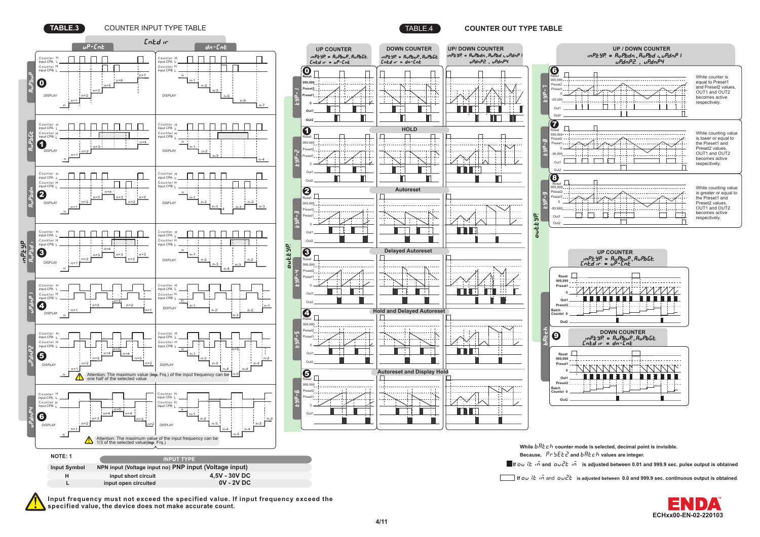## TABLE.3 COUNTER INPUT TYPE TABLE

Cntd ir: uP-Cnt / dn-Cnt

inPtYP:
- 0 AuPbuP
- 1 AuPbGt
- 2 AuPbdn
- 3 AuPbdi
- 4 uPdnP1
- 5 uPdnP2 — Attention: The maximum value (**inp.** Frq.) of the input frequency can be one half of the selected value
- 6 uPdnP4 — Attention: The maximum value of the input frequency can be 1/3 of the selected value(**inp.** Frq.)

**NOTE: 1**

| Input Symbol | INPUT TYPE NPN input (Voltage input no) | PNP input (Voltage input) |
|---|---|---|
| H | input short circuit | 4,5V - 30V DC |
| L | input open circuited | 0V - 2V DC |

**Input frequency must not exceed the specified value. If input frequency exceed the specified value, the device does not make accurate count.**

## TABLE.4 COUNTER OUT TYPE TABLE

| outtYP | UP COUNTER inPtYP = AuPbuP, AuPbGt, Cntd ir = uP-Cnt | DOWN COUNTER inPtYP = AuPbuP, AuPbGt, Cntd ir = dn-Cnt | UP/ DOWN COUNTER inPtYP = AuPbdn, AuPbdi, uPdnP1, uPdnP2, uPdnP4 |
|---|---|---|---|
| 0 tYP-1 | | | |
| 1 tYP-2 | HOLD | | |
| 2 tYP-3 | Autoreset | | |
| 3 tYP-4 | Delayed Autoreset | | |
| 4 tYP-5 | Hold and Delayed Autoreset | | |
| 5 tYP-6 | Autoreset and Display Hold | | |

UP / DOWN COUNTER inPtYP = AuPbdn, AuPbdi, uPdnP1, uPdnP2, uPdnP4

- 6 tYP-7: While counter is equal to Preset1 and Preset2 values, OUT1 and OUT2 becomes active respectively.
- 7 tYP-8: While counting value is lower or equal to the Preset1 and Preset2 values, OUT1 and OUT2 becomes active respectively.
- 8 tYP-9: While counting value is greater or equal to the Preset1 and Preset2 values, OUT1 and OUT2 becomes active respectively.

9 bAtch:
- UP COUNTER inPtYP = AuPbuP, AuPbGt, Cntd ir = uP-Cnt
- DOWN COUNTER inPtYP = AuPbuP, AuPbGt, Cntd ir = dn-Cnt

**While bAtch counter mode is selected, decimal point is invisible.**
**Because, Pr-SEt2 and bAtch values are integer.**

■ **If ou1t in and ou2t in is adjusted between 0.01 and 999.9 sec. pulse output is obtained**

□ **If ou1t in and ou2t is adjusted between 0.0 and 999.9 sec. continuous output is obtained.**

ECHxx00-EN-02-220103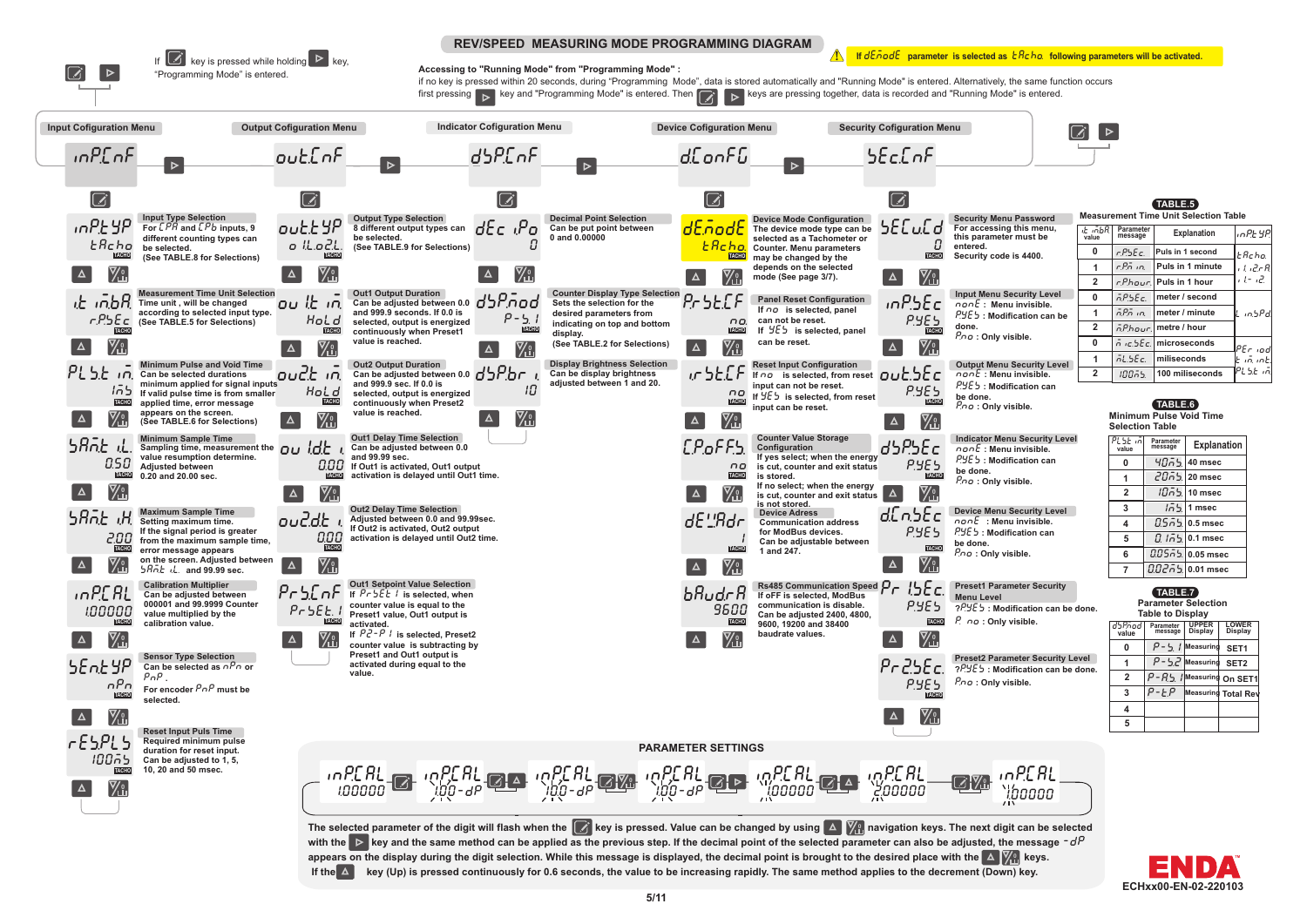# REV/SPEED MEASURING MODE PROGRAMMING DIAGRAM

If [SET] key is pressed while holding [▶] key, "Programming Mode" is entered.

**Accessing to "Running Mode" from "Programming Mode" :**

if no key is pressed within 20 seconds, during "Programming Mode", data is stored automatically and "Running Mode" is entered. Alternatively, the same function occurs first pressing [▶] key and "Programming Mode" is entered. Then [SET] [▶] keys are pressing together, data is recorded and "Running Mode" is entered.

⚠ **If dEñodE parameter is selected as tAcho following parameters will be activated.**

## Input Cofiguration Menu (inPCnF)

**inPtYP – Input Type Selection** (default: tAcho)
For CPA and CPb inputs, 9 different counting types can be selected. (See TABLE.8 for Selections)

**t inbA – Measurement Time Unit Selection** (default: rPSEc)
Time unit , will be changed according to selected input type. (See TABLE.5 for Selections)

**PLSt in – Minimum Pulse and Void Time** (default: 1ms)
Can be selected durations minimum applied for signal inputs If valid pulse time is from smaller applied time, error message appears on the screen. (See TABLE.6 for Selections)

**SAnt iL – Minimum Sample Time** (default: 0.50)
Sampling time, measurement the value resumption determine. Adjusted between 0.20 and 20.00 sec.

**SAnt iH – Maximum Sample Time** (default: 2.00)
Setting maximum time. If the signal period is greater from the maximum sample time, error message appears on the screen. Adjusted between SAnt iL and 99.99 sec.

**inPCAL – Calibration Multiplier** (default: 1.00000)
Can be adjusted between 000001 and 99.9999 Counter value multiplied by the calibration value.

**SEntYP – Sensor Type Selection** (default: nPn)
Can be selected as nPn or PnP. For encoder PnP must be selected.

**rESPLS – Reset Input Puls Time** (default: 100ms)
Required minimum pulse duration for reset input. Can be adjusted to 1, 5, 10, 20 and 50 msec.

## Output Cofiguration Menu (outCnF)

**outtYP – Output Type Selection** (default: o iL.o2L)
8 different output types can be selected. (See TABLE.9 for Selections)

**ou 1t in – Out1 Output Duration** (default: HoLd)
Can be adjusted between 0.0 and 999.9 seconds. If 0.0 is selected, output is energized continuously when Preset1 value is reached.

**ou2t in – Out2 Output Duration** (default: HoLd)
Can be adjusted between 0.0 and 999.9 sec. If 0.0 is selected, output is energized continuously when Preset2 value is reached.

**ou 1dt – Out1 Delay Time Selection** (default: 0.00)
Can be adjusted between 0.0 and 99.99 sec. If Out1 is activated, Out1 output activation is delayed until Out1 time.

**ou2dt – Out2 Delay Time Selection** (default: 0.00)
Adjusted between 0.0 and 99.99sec. If Out2 is activated, Out2 output activation is delayed until Out2 time.

**PrSCnF – Out1 Setpoint Value Selection** (default: PrSEt 1)
If PrSEt 1 is selected, when counter value is equal to the Preset1 value, Out1 output is activated. If P2-P 1 is selected, Preset2 counter value is subtracting by Preset1 and Out1 output is activated during equal to the value.

## Indicator Cofiguration Menu (dSPCnF)

**dEC iPo – Decimal Point Selection** (default: 0)
Can be put point between 0 and 0.00000

**dSPñod – Counter Display Type Selection** (default: P-S 1)
Sets the selection for the desired parameters from indicating on top and bottom display. (See TABLE.2 for Selections)

**dSPbr – Display Brightness Selection** (default: 10)
Can be display brightness adjusted between 1 and 20.

## Device Cofiguration Menu (dConFG)

**dEñodE – Device Mode Configuration** (default: tAcho)
The device mode type can be selected as a Tachometer or Counter. Menu parameters may be changed by the depends on the selected mode (See page 3/7).

**PrStCF – Panel Reset Configuration** (default: no)
If no is selected, panel can not be reset. If YES is selected, panel can be reset.

**irStCF – Reset Input Configuration** (default: no)
If no is selected, from reset input can not be reset. If YES is selected, from reset input can be reset.

**CPoFFS – Counter Value Storage Configuration** (default: no)
If yes select; when the energy is cut, counter and exit status is stored. If no select; when the energy is cut, counter and exit status is not stored.

**dEVAdr – Device Adress** (default: 1)
Communication address for ModBus devices. Can be adjustable between 1 and 247.

**bAudrA – Rs485 Communication Speed** (default: 9600)
If oFF is selected, ModBus communication is disable. Can be adjusted 2400, 4800, 9600, 19200 and 38400 baudrate values.

## Security Cofiguration Menu (SECCnF)

**SECuCd – Security Menu Password** (default: 0)
For accessing this menu, this parameter must be entered. Security code is 4400.

**inPSEc – Input Menu Security Level** (default: PYES)
nonE : Menu invisible.
PYES : Modification can be done.
Pno : Only visible.

**outSEc – Output Menu Security Level** (default: PYES)
nonE : Menu invisible.
PYES : Modification can be done.
Pno : Only visible.

**dSPSEc – Indicator Menu Security Level** (default: PYES)
nonE : Menu invisible.
PYES : Modification can be done.
Pno : Only visible.

**dCnSEc – Device Menu Security Level** (default: PYES)
nonE : Menu invisible.
PYES : Modification can be done.
Pno : Only visible.

**Pr 1SEc – Preset1 Parameter Security Menu Level** (default: PYES)
PYES : Modification can be done.
P no : Only visible.

**Pr2SEc – Preset2 Parameter Security Level** (default: PYES)
PYES : Modification can be done.
Pno : Only visible.

## TABLE.5 – Measurement Time Unit Selection Table

| it inbA value | Parameter message | Explanation | inPtYP |
|---|---|---|---|
| 0 | rPSEc | Puls in 1 second | tAcho, 1.i2rA, 1- i2 |
| 1 | rPñ in | Puls in 1 minute | |
| 2 | rPhour | Puls in 1 hour | |
| 0 | ñPSEc | meter / second | L inSPd |
| 1 | ñPñ in | meter / minute | |
| 2 | ñPhour | metre / hour | |
| 0 | ñ icSEc | microseconds | PEr iod, t in int, PLSt in |
| 1 | ñLSEc | miliseconds | |
| 2 | 100ñS | 100 miliseconds | |

## TABLE.6 – Minimum Pulse Void Time Selection Table

| PLSt in value | Parameter message | Explanation |
|---|---|---|
| 0 | 40ñS | 40 msec |
| 1 | 20ñS | 20 msec |
| 2 | 10ñS | 10 msec |
| 3 | 1ñS | 1 msec |
| 4 | 0.5ñS | 0.5 msec |
| 5 | 0.1ñS | 0.1 msec |
| 6 | 0.05ñS | 0.05 msec |
| 7 | 0.02ñS | 0.01 msec |

## TABLE.7 – Parameter Selection Table to Display

| dSPñod value | Parameter message | UPPER Display | LOWER Display |
|---|---|---|---|
| 0 | P-S 1 | Measuring | SET1 |
| 1 | P-S2 | Measuring | SET2 |
| 2 | P-AS 1 | Measuring | On SET1 |
| 3 | P-tP | Measuring | Total Rev |
| 4 | | | |
| 5 | | | |

## PARAMETER SETTINGS

inPCAL 1.00000 → [SET] → inPCAL 1.00-dP → [▲][▼] → inPCAL 1.00-dP → [▲][▼] → inPCAL 1.00-dP → [SET][▶] → inPCAL 1.00000 → [SET][▲] → inPCAL 2.00000 → [SET][▼] → inPCAL 1.00000

The selected parameter of the digit will flash when the [SET] key is pressed. Value can be changed by using [▲] [▼] navigation keys. The next digit can be selected with the [▶] key and the same method can be applied as the previous step. If the decimal point of the selected parameter can also be adjusted, the message -dP appears on the display during the digit selection. While this message is displayed, the decimal point is brought to the desired place with the [▲] [▼] keys.
If the [▲] key (Up) is pressed continuously for 0.6 seconds, the value to be increasing rapidly. The same method applies to the decrement (Down) key.

ENDA
ECHxx00-EN-02-220103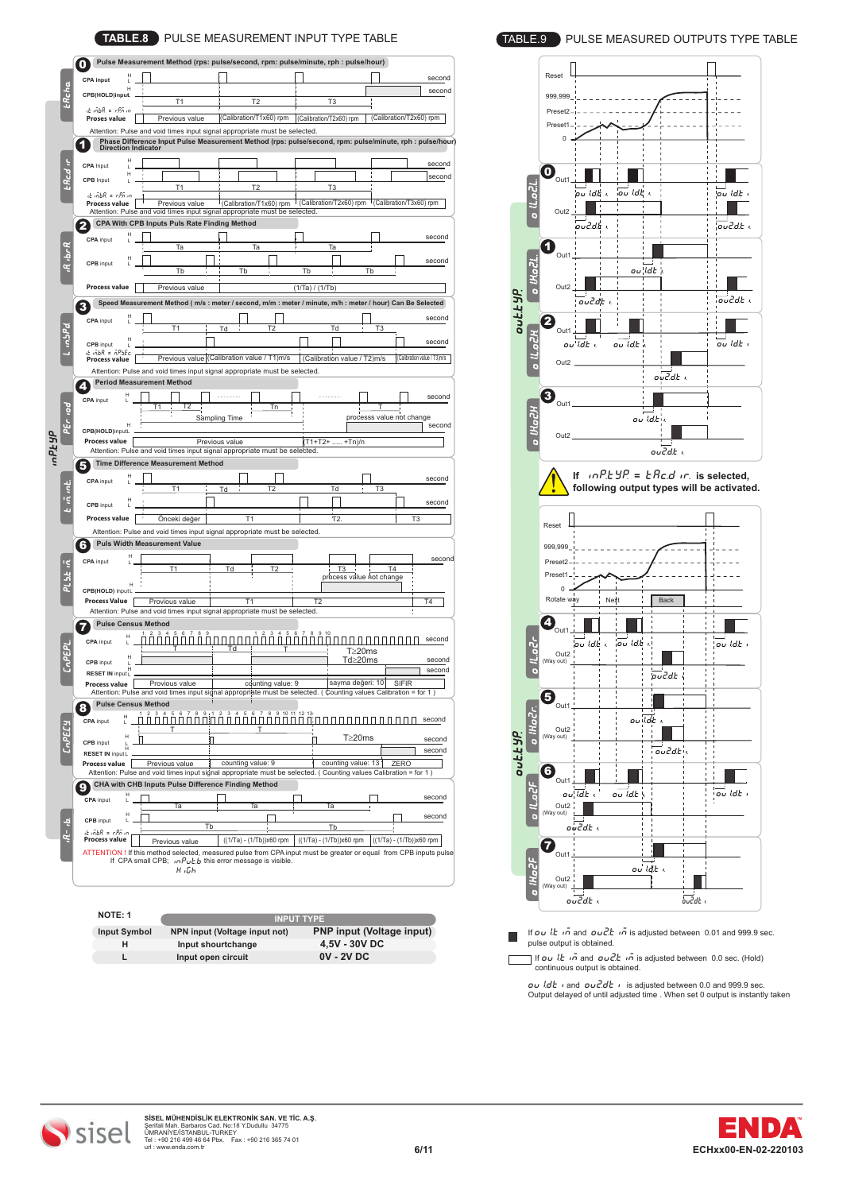## TABLE.8 PULSE MEASUREMENT INPUT TYPE TABLE

**inPtYP**

**0** Pulse Measurement Method (rps: pulse/second, rpm: pulse/minute, rph : pulse/hour) — tAcho

CPA input H/L — second
CPB(HOLD)input H/L — second
T1, T2, T3
Proses value: Previous value | (Calibration/T1x60) rpm | (Calibration/T2x60) rpm | (Calibration/T2x60) rpm

Attention: Pulse and void times input signal appropriate must be selected.

**1** Phase Difference Input Pulse Measurement Method (rps: pulse/second, rpm: pulse/minute, rph : pulse/hour) Direction Indicator — tAcd ir

CPA Input H/L — second
CPB Input H/L — second
T1, T2, T3
Process value: Previous value | (Calibration/T1x60) rpm | (Calibration/T2x60) rpm | (Calibration/T3x60) rpm

Attention: Pulse and void times input signal appropriate must be selected.

**2** CPA With CPB Inputs Puls Rate Finding Method — rAtbrA

CPA input H/L — second, Ta
CPB input H/L — second, Tb
Process value: Previous value | (1/Ta) / (1/Tb)

**3** Speed Measurement Method ( m/s : meter / second, m/m : meter / minute, m/h : meter / hour) Can Be Selected — LinSPd

CPA input H/L — second
T1, Td, T2, Td, T3
CPB input H/L — second
Process value: Previous value | (Calibration value / T1)m/s | (Calibration value / T2)m/s | (Calibration value / T3)m/s

Attention: Pulse and void times input signal appropriate must be selected.

**4** Period Measurement Method — PEriod

CPA input H/L — second
T1, T2, Tn, T
Sampling Time
processs value not change
CPB(HOLD)input H/L — second
Process value: Previous value | (T1+T2+ ..... +Tn)/n

Attention: Pulse and void times input signal appropriate must be selected.

**5** Time Difference Measurement Method — tinint

CPA input H/L — second
T1, Td, T2, Td, T3
CPB input H/L — second
Process value: Önceki değer | T1 | T2 | T3

Attention: Pulse and void times input signal appropriate must be selected.

**6** Puls Width Measurement Value — PLSt in

CPA input H/L — second
T1, Td, T2, T3, T4
process value not change
CPB(HOLD) input H/L
Process Value: Previous value | T1 | T2 | T4

Attention: Pulse and void times input signal appropriate must be selected.

**7** Pulse Census Method — CnPEPL

CPA input H/L — 1 2 3 4 5 6 7 8 9 ... 1 2 3 4 5 6 7 8 9 10 — second
T, Td, T
T≥20ms, Td≥20ms
CPB input H/L — second
RESET IN input H/L — second
Process value: Previous value | counting value: 9 | sayma değeri: 10 | SIFIR

Attention: Pulse and void times input signal appropriate must be selected. ( Counting values Calibration = for 1 )

**8** Pulse Census Method — CnPECY

CPA input H/L — 1 2 3 4 5 6 7 8 9 1 2 3 4 5 6 7 8 9 10 11 12 13 — second
T, T
T≥20ms
CPB input H/L — second
RESET IN input H/L — second
Process value: Previous value | counting value: 9 | counting value: 13 | ZERO

Attention: Pulse and void times input signal appropriate must be selected. ( Counting values Calibration = for 1 )

**9** CHA with CHB Inputs Pulse Difference Finding Method — rA-ib

CPA input H/L — second, Ta
CPB input H/L — second, Tb
Process value: Previous value | ((1/Ta) - (1/Tb))x60 rpm | ((1/Ta) - (1/Tb))x60 rpm | ((1/Ta) - (1/Tb))x60 rpm

ATTENTION ! If this method selected, measured pulse from CPA input must be greater or equal from CPB inputs pulse. If CPA small CPB; inPutb this error message is visible.
HiGh

**NOTE: 1**

| Input Symbol | NPN input (Voltage input not) | PNP input (Voltage input) |
|---|---|---|
| H | Input shourtchange | 4,5V - 30V DC |
| L | Input open circuit | 0V - 2V DC |

## TABLE.9 PULSE MEASURED OUTPUTS TYPE TABLE

**outtYP**

Reset; 999,999; Preset2; Preset1; 0

**0** o ILo2L — Out1: ou1dt, ou1dt, ou1dt; Out2: ou2dt, ou2dt

**1** o IHo2L — Out1: ou1dt; Out2: ou2dt, ou2dt

**2** o ILo2H — Out1: ou1dt, ou1dt, ou1dt; Out2: ou2dt

**3** o IHo2H — Out1: ou1dt; Out2: ou2dt

If inPtYP = tAcd ir is selected, following output types will be activated.

Reset; 999,999; Preset2; Preset1; 0; Rotate way: Next / Back

**4** o ILo2r — Out1: ou1dt, ou1dt, ou1dt; Out2 (Way out): ou2dt

**5** o IHo2r — Out1: ou1dt; Out2 (Way out): ou2dt

**6** o ILo2F — Out1: ou1dt, ou1dt, ou1dt; Out2 (Way out): ou2dt

**7** o IHo2F — Out1: ou1dt; Out2 (Way out): ou2dt, ou2dt

■ If ou1t in and ou2t in is adjusted between 0.01 and 999.9 sec. pulse output is obtained.

□ If ou1t in and ou2t in is adjusted between 0.0 sec. (Hold) continuous output is obtained.

ou1dt and ou2dt is adjusted between 0.0 and 999.9 sec. Output delayed of until adjusted time . When set 0 output is instantly taken

SİSEL MÜHENDİSLİK ELEKTRONİK SAN. VE TİC. A.Ş.
Şerifali Mah. Barbaros Cad. No:18 Y.Dudullu 34775
ÜMRANİYE/İSTANBUL-TURKEY
Tel : +90 216 499 46 64 Pbx. Fax : +90 216 365 74 01
url : www.enda.com.tr

ECHxx00-EN-02-220103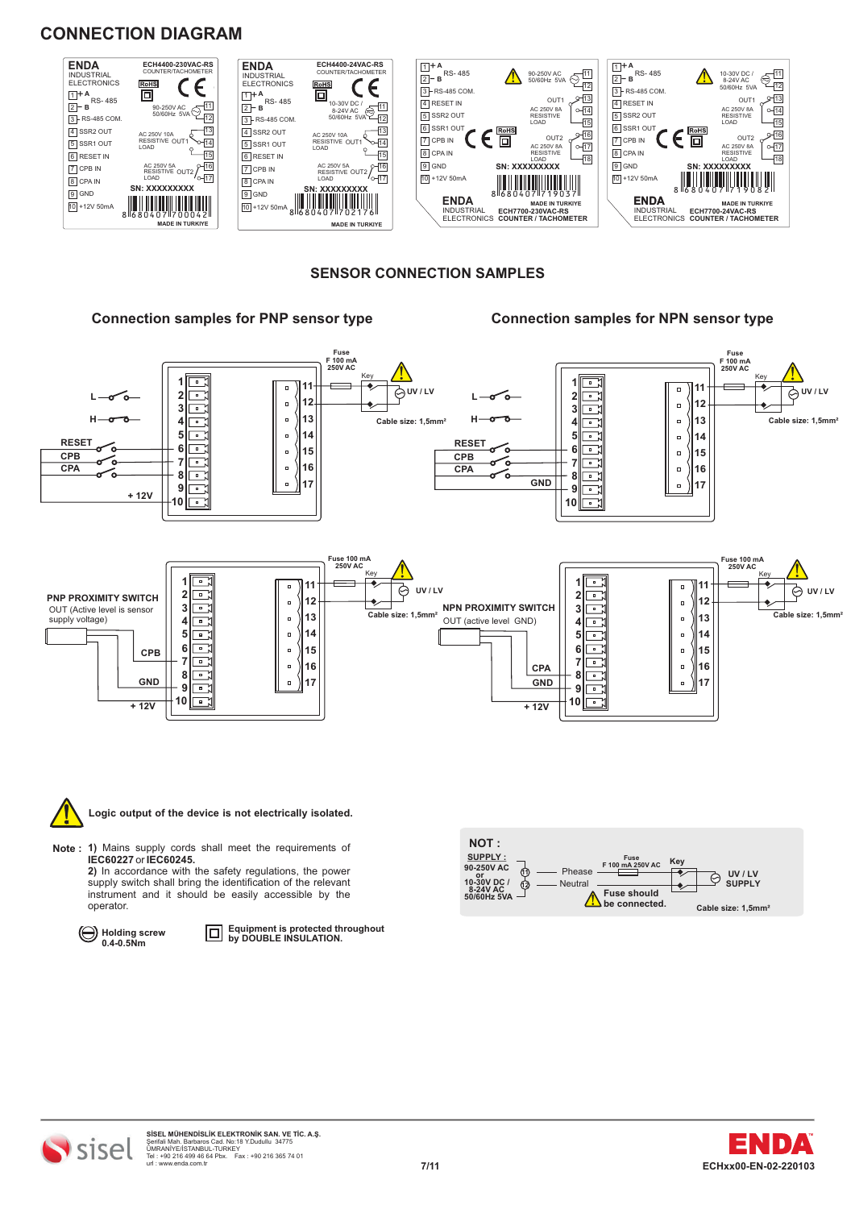## CONNECTION DIAGRAM

**ENDA** INDUSTRIAL ELECTRONICS — ECH4400-230VAC-RS COUNTER/TACHOMETER

1 + A, 2 - B RS-485; 3 RS-485 COM.; 4 SSR2 OUT; 5 SSR1 OUT; 6 RESET IN; 7 CPB IN; 8 CPA IN; 9 GND; 10 +12V 50mA
11–12: 90-250V AC 50/60Hz 5VA
13–15: AC 250V 10A RESISTIVE LOAD OUT1
16–17: AC 250V 5A RESISTIVE LOAD OUT2
SN: XXXXXXXXX — 8 680407 700042 — MADE IN TURKIYE

**ENDA** INDUSTRIAL ELECTRONICS — ECH4400-24VAC-RS COUNTER/TACHOMETER

1 + A, 2 - B RS-485; 3 RS-485 COM.; 4 SSR2 OUT; 5 SSR1 OUT; 6 RESET IN; 7 CPB IN; 8 CPA IN; 9 GND; 10 +12V 50mA
11–12: 10-30V DC / 8-24V AC 50/60Hz 5VA
13–15: AC 250V 10A RESISTIVE LOAD OUT1
16–17: AC 250V 5A RESISTIVE LOAD OUT2
SN: XXXXXXXXX — 8 680407 702176 — MADE IN TURKIYE

**ENDA** INDUSTRIAL ELECTRONICS — ECH7700-230VAC-RS COUNTER / TACHOMETER

1 + A, 2 - B RS-485; 3 RS-485 COM.; 4 RESET IN; 5 SSR2 OUT; 6 SSR1 OUT; 7 CPB IN; 8 CPA IN; 9 GND; 10 +12V 50mA
11–12: 90-250V AC 50/60Hz 5VA
13–15: OUT1 AC 250V 8A RESISTIVE LOAD
16–18: OUT2 AC 250V 8A RESISTIVE LOAD
SN: XXXXXXXXX — 8 680407 719037 — MADE IN TURKIYE

**ENDA** INDUSTRIAL ELECTRONICS — ECH7700-24VAC-RS COUNTER / TACHOMETER

1 + A, 2 - B RS-485; 3 RS-485 COM.; 4 RESET IN; 5 SSR2 OUT; 6 SSR1 OUT; 7 CPB IN; 8 CPA IN; 9 GND; 10 +12V 50mA
11–12: 10-30V DC / 8-24V AC 50/60Hz 5VA
13–15: OUT1 AC 250V 8A RESISTIVE LOAD
16–18: OUT2 AC 250V 8A RESISTIVE LOAD
SN: XXXXXXXXX — 8 680407 719082 — MADE IN TURKIYE

## SENSOR CONNECTION SAMPLES

### Connection samples for PNP sensor type

Switches L, H, RESET, CPB, CPA connected to terminals with + 12V (terminal 10). Fuse F 100 mA 250V AC, Key, UV / LV on terminals 11–12. Cable size: 1,5mm²

**PNP PROXIMITY SWITCH**
OUT (Active level is sensor supply voltage)
CPB — 7, GND — 9, + 12V — 10. Fuse 100 mA 250V AC, Key, UV / LV. Cable size: 1,5mm²

### Connection samples for NPN sensor type

Switches L, H, RESET, CPB, CPA connected to terminals with GND (terminal 9). Fuse F 100 mA 250V AC, Key, UV / LV on terminals 11–12. Cable size: 1,5mm²

**NPN PROXIMITY SWITCH**
OUT (active level GND)
CPA — 8, GND — 9, + 12V — 10. Fuse 100 mA 250V AC, Key, UV / LV. Cable size: 1,5mm²

**Logic output of the device is not electrically isolated.**

**Note :** **1)** Mains supply cords shall meet the requirements of **IEC60227** or **IEC60245.**
**2)** In accordance with the safety regulations, the power supply switch shall bring the identification of the relevant instrument and it should be easily accessible by the operator.

**Holding screw 0.4-0.5Nm**

**Equipment is protected throughout by DOUBLE INSULATION.**

**NOT :**
**SUPPLY :** 90-250V AC or 10-30V DC / 8-24V AC 50/60Hz 5VA — 11 Phease, 12 Neutral — Fuse F 100 mA 250V AC — Key — UV / LV SUPPLY
**Fuse should be connected.**
Cable size: 1,5mm²

**SİSEL MÜHENDİSLİK ELEKTRONİK SAN. VE TİC. A.Ş.**
Şerifali Mah. Barbaros Cad. No:18 Y.Dudullu 34775
ÜMRANİYE/İSTANBUL-TURKEY
Tel : +90 216 499 46 64 Pbx. Fax : +90 216 365 74 01
url : www.enda.com.tr

ECHxx00-EN-02-220103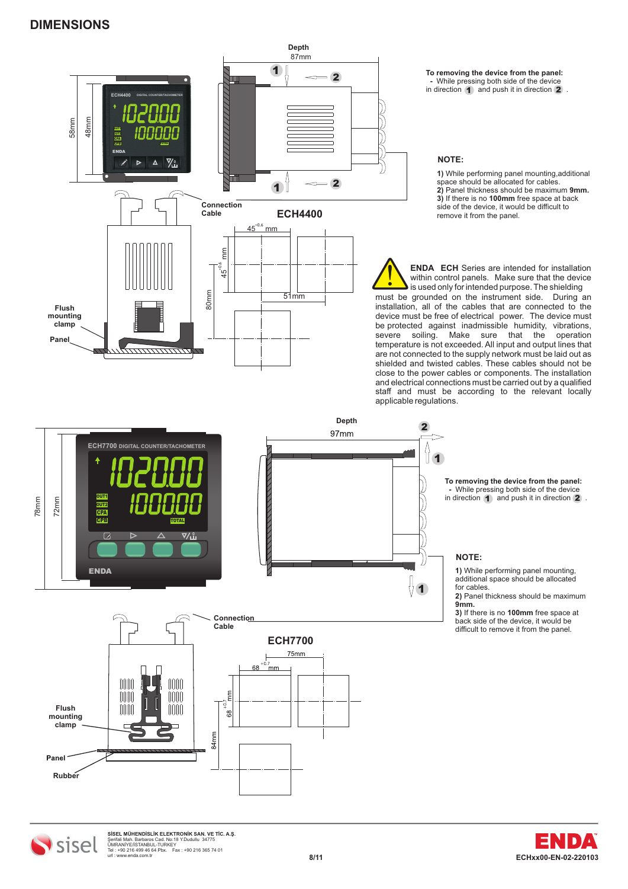## DIMENSIONS

Depth
87mm

58mm
48mm

Connection Cable

**ECH4400**

$45^{+0.6}$ mm

$45^{+0.6}$ mm

51mm

80mm

Flush mounting clamp

Panel

**To removing the device from the panel:**
- While pressing both side of the device in direction **1** and push it in direction **2** .

**NOTE:**

**1)** While performing panel mounting,additional space should be allocated for cables.
**2)** Panel thickness should be maximum **9mm.**
**3)** If there is no **100mm** free space at back side of the device, it would be difficult to remove it from the panel.

**ENDA ECH** Series are intended for installation within control panels. Make sure that the device is used only for intended purpose. The shielding must be grounded on the instrument side. During an installation, all of the cables that are connected to the device must be free of electrical power. The device must be protected against inadmissible humidity, vibrations, severe soiling. Make sure that the operation temperature is not exceeded. All input and output lines that are not connected to the supply network must be laid out as shielded and twisted cables. These cables should not be close to the power cables or components. The installation and electrical connections must be carried out by a qualified staff and must be according to the relevant locally applicable regulations.

Depth
97mm

78mm
72mm

Connection Cable

**ECH7700**

75mm

$68^{+0.7}$ mm

$68^{+0.7}$ mm

84mm

Flush mounting clamp

Panel

Rubber

**To removing the device from the panel:**
- While pressing both side of the device in direction **1** and push it in direction **2** .

**NOTE:**

**1)** While performing panel mounting, additional space should be allocated for cables.
**2)** Panel thickness should be maximum **9mm.**
**3)** If there is no **100mm** free space at back side of the device, it would be difficult to remove it from the panel.

**SİSEL MÜHENDİSLİK ELEKTRONİK SAN. VE TİC. A.Ş.**
Şerifali Mah. Barbaros Cad. No:18 Y.Dudullu 34775
ÜMRANİYE/İSTANBUL-TURKEY
Tel : +90 216 499 46 64 Pbx. Fax : +90 216 365 74 01
url : www.enda.com.tr

ECHxx00-EN-02-220103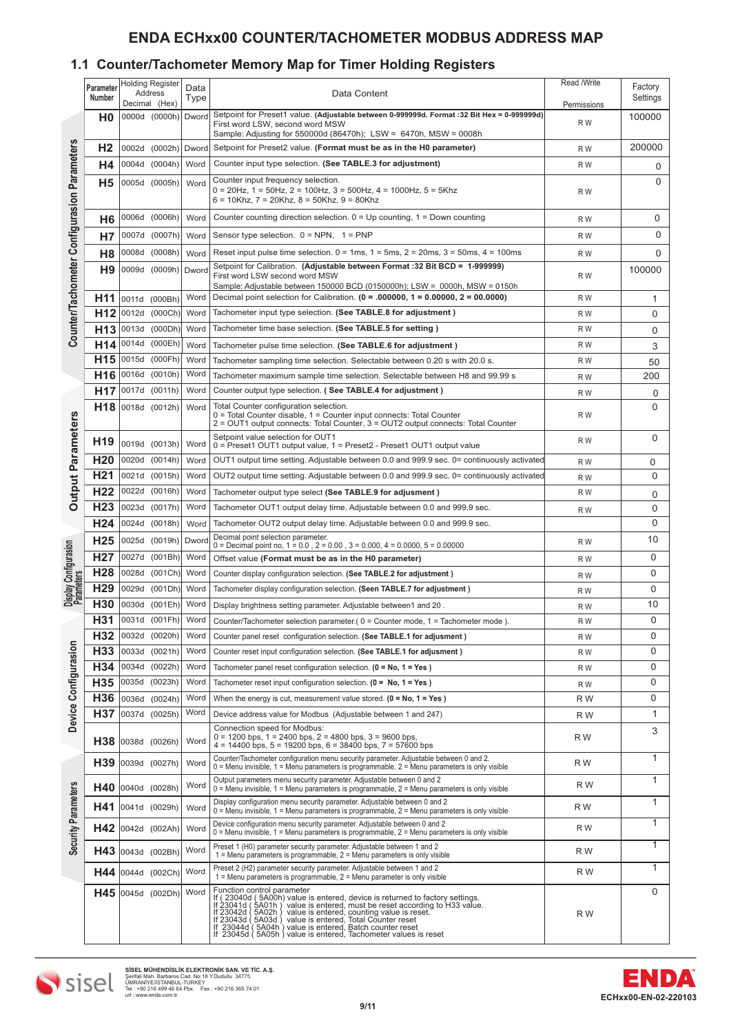# ENDA ECHxx00 COUNTER/TACHOMETER MODBUS ADDRESS MAP

## 1.1 Counter/Tachometer Memory Map for Timer Holding Registers

| Group | Parameter Number | Holding Register Address Decimal (Hex) | Data Type | Data Content | Read /Write Permissions | Factory Settings |
|---|---|---|---|---|---|---|
| Counter/Tachometer Configurasion Parameters | H0 | 0000d (0000h) | Dword | Setpoint for Preset1 value. **(Adjustable between 0-999999d. Format :32 Bit Hex = 0-999999d)** First word LSW, second word MSW Sample: Adjusting for 550000d (86470h); LSW = 6470h, MSW = 0008h | R W | 100000 |
| | H2 | 0002d (0002h) | Dword | Setpoint for Preset2 value. **(Format must be as in the H0 parameter)** | R W | 200000 |
| | H4 | 0004d (0004h) | Word | Counter input type selection. **(See TABLE.3 for adjustment)** | R W | 0 |
| | H5 | 0005d (0005h) | Word | Counter input frequency selection. 0 = 20Hz, 1 = 50Hz, 2 = 100Hz, 3 = 500Hz, 4 = 1000Hz, 5 = 5Khz 6 = 10Khz, 7 = 20Khz, 8 = 50Khz, 9 = 80Khz | R W | 0 |
| | H6 | 0006d (0006h) | Word | Counter counting direction selection. 0 = Up counting, 1 = Down counting | R W | 0 |
| | H7 | 0007d (0007h) | Word | Sensor type selection. 0 = NPN, 1 = PNP | R W | 0 |
| | H8 | 0008d (0008h) | Word | Reset input pulse time selection. 0 = 1ms, 1 = 5ms, 2 = 20ms, 3 = 50ms, 4 = 100ms | R W | 0 |
| | H9 | 0009d (0009h) | Dword | Setpoint for Calibration. **(Adjustable between Format :32 Bit BCD = 1-999999)** First word LSW second word MSW Sample: Adjustable between 150000 BCD (0150000h); LSW = 0000h, MSW = 0150h | R W | 100000 |
| | H11 | 0011d (000Bh) | Word | Decimal point selection for Calibration. **(0 = .000000, 1 = 0.00000, 2 = 00.0000)** | R W | 1 |
| | H12 | 0012d (000Ch) | Word | Tachometer input type selection. **(See TABLE.8 for adjustment )** | R W | 0 |
| | H13 | 0013d (000Dh) | Word | Tachometer time base selection. **(See TABLE.5 for setting )** | R W | 0 |
| | H14 | 0014d (000Eh) | Word | Tachometer pulse time selection. **(See TABLE.6 for adjustment )** | R W | 3 |
| | H15 | 0015d (000Fh) | Word | Tachometer sampling time selection. Selectable between 0.20 s with 20.0 s. | R W | 50 |
| | H16 | 0016d (0010h) | Word | Tachometer maximum sample time selection. Selectable between H8 and 99.99 s | R W | 200 |
| Output Parameters | H17 | 0017d (0011h) | Word | Counter output type selection. **( See TABLE.4 for adjustment )** | R W | 0 |
| | H18 | 0018d (0012h) | Word | Total Counter configuration selection. 0 = Total Counter disable, 1 = Counter input connects: Total Counter 2 = OUT1 output connects: Total Counter, 3 = OUT2 output connects: Total Counter | R W | 0 |
| | H19 | 0019d (0013h) | Word | Setpoint value selection for OUT1 0 = Preset1 OUT1 output value, 1 = Preset2 - Preset1 OUT1 output value | R W | 0 |
| | H20 | 0020d (0014h) | Word | OUT1 output time setting. Adjustable between 0.0 and 999.9 sec. 0= continuously activated | R W | 0 |
| | H21 | 0021d (0015h) | Word | OUT2 output time setting. Adjustable between 0.0 and 999.9 sec. 0= continuously activated | R W | 0 |
| | H22 | 0022d (0016h) | Word | Tachometer output type select **(See TABLE.9 for adjusment )** | R W | 0 |
| | H23 | 0023d (0017h) | Word | Tachometer OUT1 output delay time. Adjustable between 0.0 and 999.9 sec. | R W | 0 |
| | H24 | 0024d (0018h) | Word | Tachometer OUT2 output delay time. Adjustable between 0.0 and 999.9 sec. | | 0 |
| Display Configuration Parameters | H25 | 0025d (0019h) | Dword | Decimal point selection parameter. 0 = Decimal point no, 1 = 0.0 , 2 = 0.00 , 3 = 0.000, 4 = 0.0000, 5 = 0.00000 | R W | 10 |
| | H27 | 0027d (001Bh) | Word | Offset value **(Format must be as in the H0 parameter)** | R W | 0 |
| | H28 | 0028d (001Ch) | Word | Counter display configuration selection. **(See TABLE.2 for adjustment )** | R W | 0 |
| | H29 | 0029d (001Dh) | Word | Tachometer display configuration selection. **(Seen TABLE.7 for adjustment )** | R W | 0 |
| | H30 | 0030d (001Eh) | Word | Display brightness setting parameter. Adjustable between1 and 20 . | R W | 10 |
| Device Configurasion | H31 | 0031d (001Fh) | Word | Counter/Tachometer selection parameter.( 0 = Counter mode, 1 = Tachometer mode ). | R W | 0 |
| | H32 | 0032d (0020h) | Word | Counter panel reset configuration selection. **(See TABLE.1 for adjusment )** | R W | 0 |
| | H33 | 0033d (0021h) | Word | Counter reset input configuration selection. **(See TABLE.1 for adjusment )** | R W | 0 |
| | H34 | 0034d (0022h) | Word | Tachometer panel reset configuration selection. **(0 = No, 1 = Yes )** | R W | 0 |
| | H35 | 0035d (0023h) | Word | Tachometer reset input configuration selection. **(0 = No, 1 = Yes )** | R W | 0 |
| | H36 | 0036d (0024h) | Word | When the energy is cut, measurement value stored. **(0 = No, 1 = Yes )** | R W | 0 |
| | H37 | 0037d (0025h) | Word | Device address value for Modbus (Adjustable between 1 and 247) | R W | 1 |
| | H38 | 0038d (0026h) | Word | Connection speed for Modbus: 0 = 1200 bps, 1 = 2400 bps, 2 = 4800 bps, 3 = 9600 bps, 4 = 14400 bps, 5 = 19200 bps, 6 = 38400 bps, 7 = 57600 bps | R W | 3 |
| Security Parameters | H39 | 0039d (0027h) | Word | Counter/Tachometer configuration menu security parameter. Adjustable between 0 and 2. 0 = Menu invisible, 1 = Menu parameters is programmable, 2 = Menu parameters is only visible | R W | 1 |
| | H40 | 0040d (0028h) | Word | Output parameters menu security parameter. Adjustable between 0 and 2 0 = Menu invisible, 1 = Menu parameters is programmable, 2 = Menu parameters is only visible | R W | 1 |
| | H41 | 0041d (0029h) | Word | Display configuration menu security parameter. Adjustable between 0 and 2 0 = Menu invisible, 1 = Menu parameters is programmable, 2 = Menu parameters is only visible | R W | 1 |
| | H42 | 0042d (002Ah) | Word | Device configuration menu security parameter. Adjustable between 0 and 2 0 = Menu invisible, 1 = Menu parameters is programmable, 2 = Menu parameters is only visible | R W | 1 |
| | H43 | 0043d (002Bh) | Word | Preset 1 (H0) parameter security parameter. Adjustable between 1 and 2 1 = Menu parameters is programmable, 2 = Menu parameters is only visible | R W | 1 |
| | H44 | 0044d (002Ch) | Word | Preset 2 (H2) parameter security parameter. Adjustable between 1 and 2 1 = Menu parameters is programmable, 2 = Menu parameter is only visible | R W | 1 |
| | H45 | 0045d (002Dh) | Word | Function control parameter If ( 23040d ( 5A00h) value is entered, device is returned to factory settings. If 23041d ( 5A01h ) value is entered, must be reset according to H33 value. If 23042d ( 5A02h ) value is entered, counting value is reset. If 23043d ( 5A03d ) value is entered, Total Counter reset If 23044d ( 5A04h ) value is entered, Batch counter reset If 23045d ( 5A05h ) value is entered, Tachometer values is reset | R W | 0 |

**SİSEL MÜHENDİSLİK ELEKTRONİK SAN. VE TİC. A.Ş.**
Şerifali Mah. Barbaros Cad. No:18 Y.Dudullu 34775
ÜMRANİYE/İSTANBUL-TURKEY
Tel : +90 216 499 46 64 Pbx. Fax : +90 216 365 74 01
url : www.enda.com.tr

ECHxx00-EN-02-220103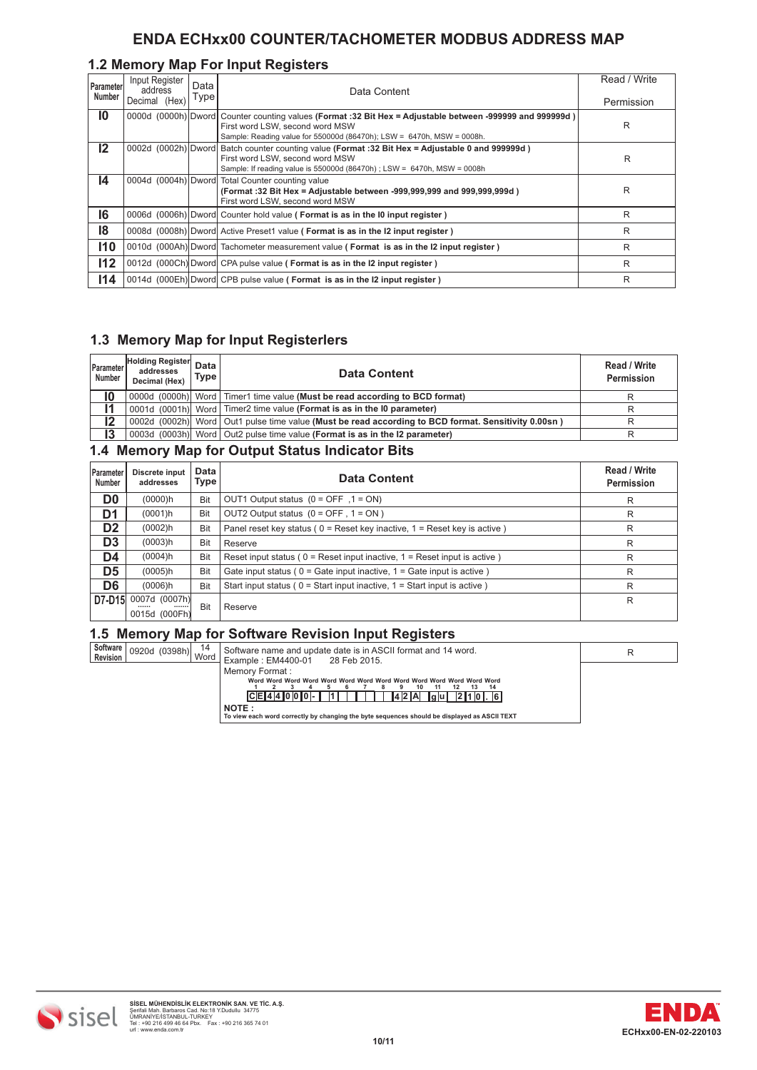# ENDA ECHxx00 COUNTER/TACHOMETER MODBUS ADDRESS MAP

## 1.2 Memory Map For Input Registers

| Parameter Number | Input Register address Decimal (Hex) | Data Type | Data Content | Read / Write Permission |
|---|---|---|---|---|
| I0 | 0000d (0000h) | Dword | Counter counting values **(Format :32 Bit Hex = Adjustable between -999999 and 999999d )**<br>First word LSW, second word MSW<br>Sample: Reading value for 550000d (86470h); LSW = 6470h, MSW = 0008h. | R |
| I2 | 0002d (0002h) | Dword | Batch counter counting value **(Format :32 Bit Hex = Adjustable 0 and 999999d )**<br>First word LSW, second word MSW<br>Sample: If reading value is 550000d (86470h) ; LSW = 6470h, MSW = 0008h | R |
| I4 | 0004d (0004h) | Dword | Total Counter counting value<br>**(Format :32 Bit Hex = Adjustable between -999,999,999 and 999,999,999d )**<br>First word LSW, second word MSW | R |
| I6 | 0006d (0006h) | Dword | Counter hold value **( Format is as in the I0 input register )** | R |
| I8 | 0008d (0008h) | Dword | Active Preset1 value **( Format is as in the I2 input register )** | R |
| I10 | 0010d (000Ah) | Dword | Tachometer measurement value **( Format is as in the I2 input register )** | R |
| I12 | 0012d (000Ch) | Dword | CPA pulse value **( Format is as in the I2 input register )** | R |
| I14 | 0014d (000Eh) | Dword | CPB pulse value **( Format is as in the I2 input register )** | R |

## 1.3 Memory Map for Input Registerlers

| Parameter Number | Holding Register addresses Decimal (Hex) | Data Type | Data Content | Read / Write Permission |
|---|---|---|---|---|
| I0 | 0000d (0000h) | Word | Timer1 time value **(Must be read according to BCD format)** | R |
| I1 | 0001d (0001h) | Word | Timer2 time value **(Format is as in the I0 parameter)** | R |
| I2 | 0002d (0002h) | Word | Out1 pulse time value **(Must be read according to BCD format. Sensitivity 0.00sn )** | R |
| I3 | 0003d (0003h) | Word | Out2 pulse time value **(Format is as in the I2 parameter)** | R |

## 1.4 Memory Map for Output Status Indicator Bits

| Parameter Number | Discrete input addresses | Data Type | Data Content | Read / Write Permission |
|---|---|---|---|---|
| D0 | (0000)h | Bit | OUT1 Output status (0 = OFF ,1 = ON) | R |
| D1 | (0001)h | Bit | OUT2 Output status (0 = OFF , 1 = ON ) | R |
| D2 | (0002)h | Bit | Panel reset key status ( 0 = Reset key inactive, 1 = Reset key is active ) | R |
| D3 | (0003)h | Bit | Reserve | R |
| D4 | (0004)h | Bit | Reset input status ( 0 = Reset input inactive, 1 = Reset input is active ) | R |
| D5 | (0005)h | Bit | Gate input status ( 0 = Gate input inactive, 1 = Gate input is active ) | R |
| D6 | (0006)h | Bit | Start input status ( 0 = Start input inactive, 1 = Start input is active ) | R |
| D7-D15 | 0007d (0007h) ...... 0015d (000Fh) | Bit | Reserve | R |

## 1.5 Memory Map for Software Revision Input Registers

| Software Revision | 0920d (0398h) | 14 Word | Software name and update date is in ASCII format and 14 word.<br>Example : EM4400-01 28 Feb 2015.<br>Memory Format :<br>Word 1 to Word 14: C E 4 4 0 0 0 - 1 ... 4 2 A g u 2 1 0 . 6<br>**NOTE :**<br>**To view each word correctly by changing the byte sequences should be displayed as ASCII TEXT** | R |
|---|---|---|---|---|

SİSEL MÜHENDİSLİK ELEKTRONİK SAN. VE TİC. A.Ş.
Şerifali Mah. Barbaros Cad. No:18 Y.Dudullu 34775
ÜMRANİYE/İSTANBUL-TURKEY
Tel : +90 216 499 46 64 Pbx. Fax : +90 216 365 74 01
url : www.enda.com.tr

ECHxx00-EN-02-220103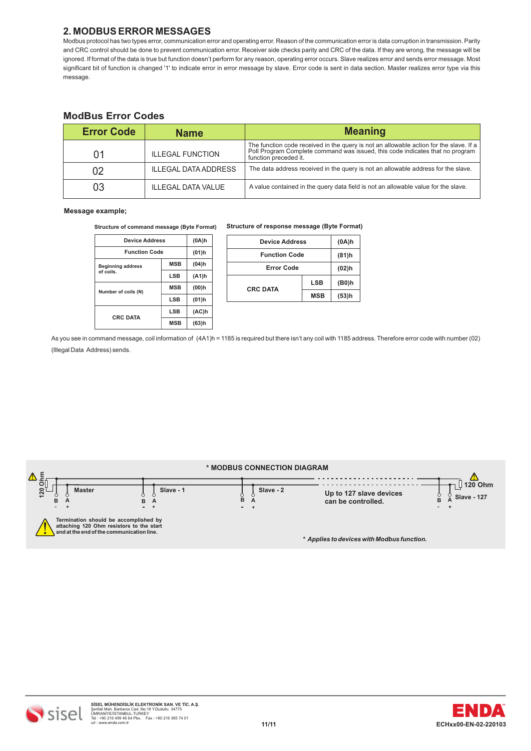## 2. MODBUS ERROR MESSAGES

Modbus protocol has two types error, communication error and operating error. Reason of the communication error is data corruption in transmission. Parity and CRC control should be done to prevent communication error. Receiver side checks parity and CRC of the data. If they are wrong, the message will be ignored. If format of the data is true but function doesn't perform for any reason, operating error occurs. Slave realizes error and sends error message. Most significant bit of function is changed '1' to indicate error in error message by slave. Error code is sent in data section. Master realizes error type via this message.

### ModBus Error Codes

| Error Code | Name | Meaning |
|---|---|---|
| 01 | ILLEGAL FUNCTION | The function code received in the query is not an allowable action for the slave. If a Poll Program Complete command was issued, this code indicates that no program function preceded it. |
| 02 | ILLEGAL DATA ADDRESS | The data address received in the query is not an allowable address for the slave. |
| 03 | ILLEGAL DATA VALUE | A value contained in the query data field is not an allowable value for the slave. |

**Message example;**

**Structure of command message (Byte Format)**

| | | |
|---|---|---|
| Device Address | | (0A)h |
| Function Code | | (01)h |
| Beginning address of coils. | MSB | (04)h |
| | LSB | (A1)h |
| Number of coils (N) | MSB | (00)h |
| | LSB | (01)h |
| CRC DATA | LSB | (AC)h |
| | MSB | (63)h |

**Structure of response message (Byte Format)**

| | | |
|---|---|---|
| Device Address | | (0A)h |
| Function Code | | (81)h |
| Error Code | | (02)h |
| CRC DATA | LSB | (B0)h |
| | MSB | (53)h |

As you see in command message, coil information of (4A1)h = 1185 is required but there isn't any coil with 1185 address. Therefore error code with number (02) (Illegal Data Address) sends.

**\* MODBUS CONNECTION DIAGRAM**

120 Ohm
Master
B A
- +
Slave - 1
B A
- +
Slave - 2
B A
- +
Up to 127 slave devices can be controlled.
120 Ohm
Slave - 127
B A
- +

Termination should be accomplished by attaching 120 Ohm resistors to the start and at the end of the communication line.

*\* Applies to devices with Modbus function.*

SİSEL MÜHENDİSLİK ELEKTRONİK SAN. VE TİC. A.Ş.
Şerifali Mah. Barbaros Cad. No:18 Y.Dudullu 34775
ÜMRANİYE/İSTANBUL-TURKEY
Tel : +90 216 499 46 64 Pbx. Fax : +90 216 365 74 01
url : www.enda.com.tr

ECHxx00-EN-02-220103